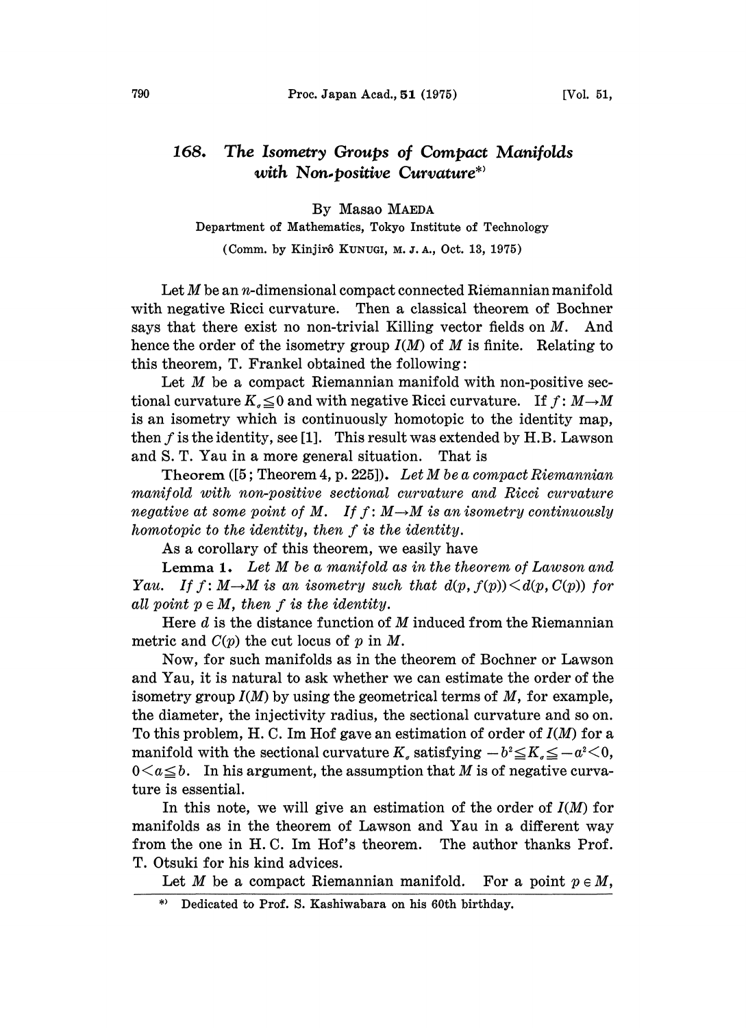# 168. *The Isometry Groups of Compact Manifolds with Non-positive Curvature*[*]

By Masao MAEDA

Department of Mathematics, Tokyo Institute of Technology

(Comm. by Kinjirô KUNUGI, M. J. A., Oct. 13, 1975)

Let $M$ be an $n$-dimensional compact connected Riemannian manifold with negative Ricci curvature. Then a classical theorem of Bochner says that there exist no non-trivial Killing vector fields on $M$. And hence the order of the isometry group $I(M)$ of $M$ is finite. Relating to this theorem, T. Frankel obtained the following:

Let $M$ be a compact Riemannian manifold with non-positive sectional curvature $K_\sigma \leqq 0$ and with negative Ricci curvature. If $f: M \to M$ is an isometry which is continuously homotopic to the identity map, then $f$ is the identity, see [1]. This result was extended by H.B. Lawson and S. T. Yau in a more general situation. That is

**Theorem** ([5; Theorem 4, p. 225]). *Let $M$ be a compact Riemannian manifold with non-positive sectional curvature and Ricci curvature negative at some point of $M$. If $f: M \to M$ is an isometry continuously homotopic to the identity, then $f$ is the identity.*

As a corollary of this theorem, we easily have

**Lemma 1.** *Let $M$ be a manifold as in the theorem of Lawson and Yau. If $f: M \to M$ is an isometry such that $d(p, f(p)) < d(p, C(p))$ for all point $p \in M$, then $f$ is the identity.*

Here $d$ is the distance function of $M$ induced from the Riemannian metric and $C(p)$ the cut locus of $p$ in $M$.

Now, for such manifolds as in the theorem of Bochner or Lawson and Yau, it is natural to ask whether we can estimate the order of the isometry group $I(M)$ by using the geometrical terms of $M$, for example, the diameter, the injectivity radius, the sectional curvature and so on. To this problem, H. C. Im Hof gave an estimation of order of $I(M)$ for a manifold with the sectional curvature $K_\sigma$ satisfying $-b^2 \leqq K_\sigma \leqq -a^2 < 0$, $0 < a \leqq b$. In his argument, the assumption that $M$ is of negative curvature is essential.

In this note, we will give an estimation of the order of $I(M)$ for manifolds as in the theorem of Lawson and Yau in a different way from the one in H. C. Im Hof's theorem. The author thanks Prof. T. Otsuki for his kind advices.

Let $M$ be a compact Riemannian manifold. For a point $p \in M$,

---

[*] Dedicated to Prof. S. Kashiwabara on his 60th birthday.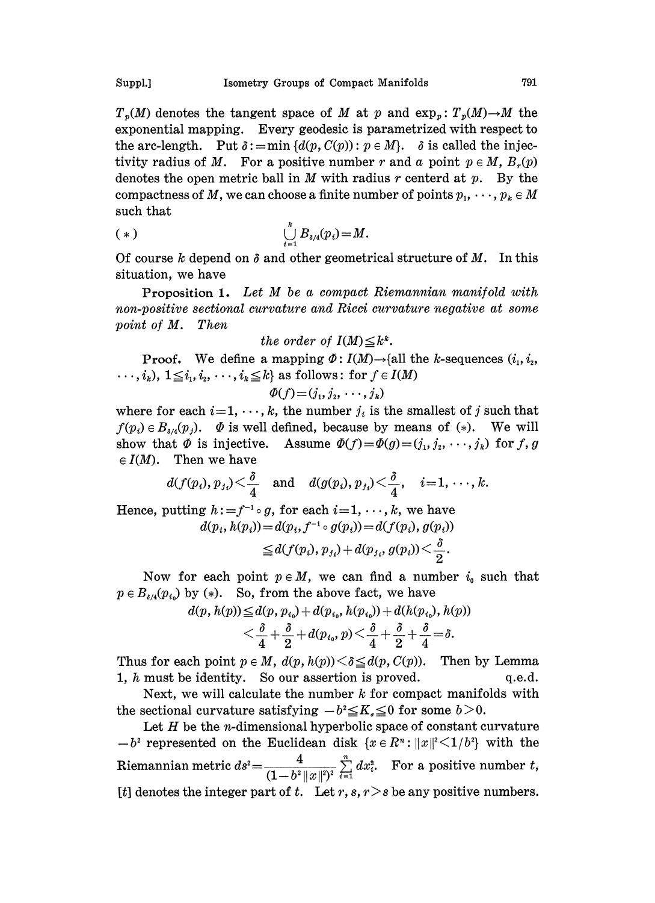$T_p(M)$ denotes the tangent space of $M$ at $p$ and $\exp_p: T_p(M) \to M$ the exponential mapping. Every geodesic is parametrized with respect to the arc-length. Put $\delta := \min\{d(p, C(p)) : p \in M\}$. $\delta$ is called the injectivity radius of $M$. For a positive number $r$ and a point $p \in M$, $B_r(p)$ denotes the open metric ball in $M$ with radius $r$ centerd at $p$. By the compactness of $M$, we can choose a finite number of points $p_1, \cdots, p_k \in M$ such that

$$(*) \qquad \bigcup_{i=1}^{k} B_{\delta/4}(p_i) = M.$$

Of course $k$ depend on $\delta$ and other geometrical structure of $M$. In this situation, we have

**Proposition 1.** *Let $M$ be a compact Riemannian manifold with non-positive sectional curvature and Ricci curvature negative at some point of $M$. Then*

$$\textit{the order of } I(M) \leqq k^k.$$

**Proof.** We define a mapping $\Phi: I(M) \to$ {all the $k$-sequences $(i_1, i_2, \cdots, i_k)$, $1 \leqq i_1, i_2, \cdots, i_k \leqq k$} as follows: for $f \in I(M)$

$$\Phi(f) = (j_1, j_2, \cdots, j_k)$$

where for each $i = 1, \cdots, k$, the number $j_i$ is the smallest of $j$ such that $f(p_i) \in B_{\delta/4}(p_j)$. $\Phi$ is well defined, because by means of $(*)$. We will show that $\Phi$ is injective. Assume $\Phi(f) = \Phi(g) = (j_1, j_2, \cdots, j_k)$ for $f, g \in I(M)$. Then we have

$$d(f(p_i), p_{j_i}) < \frac{\delta}{4} \quad \text{and} \quad d(g(p_i), p_{j_i}) < \frac{\delta}{4}, \quad i = 1, \cdots, k.$$

Hence, putting $h := f^{-1} \circ g$, for each $i = 1, \cdots, k$, we have

$$d(p_i, h(p_i)) = d(p_i, f^{-1} \circ g(p_i)) = d(f(p_i), g(p_i))$$
$$\leqq d(f(p_i), p_{j_i}) + d(p_{j_i}, g(p_i)) < \frac{\delta}{2}.$$

Now for each point $p \in M$, we can find a number $i_0$ such that $p \in B_{\delta/4}(p_{i_0})$ by $(*)$. So, from the above fact, we have

$$d(p, h(p)) \leqq d(p, p_{i_0}) + d(p_{i_0}, h(p_{i_0})) + d(h(p_{i_0}), h(p))$$
$$< \frac{\delta}{4} + \frac{\delta}{2} + d(p_{i_0}, p) < \frac{\delta}{4} + \frac{\delta}{2} + \frac{\delta}{4} = \delta.$$

Thus for each point $p \in M$, $d(p, h(p)) < \delta \leqq d(p, C(p))$. Then by Lemma 1, $h$ must be identity. So our assertion is proved. q.e.d.

Next, we will calculate the number $k$ for compact manifolds with the sectional curvature satisfying $-b^2 \leqq K_\sigma \leqq 0$ for some $b > 0$.

Let $H$ be the $n$-dimensional hyperbolic space of constant curvature $-b^2$ represented on the Euclidean disk $\{x \in R^n : \|x\|^2 < 1/b^2\}$ with the Riemannian metric $ds^2 = \dfrac{4}{(1 - b^2\|x\|^2)^2} \sum_{i=1}^{n} dx_i^2$. For a positive number $t$, $[t]$ denotes the integer part of $t$. Let $r, s, r > s$ be any positive numbers.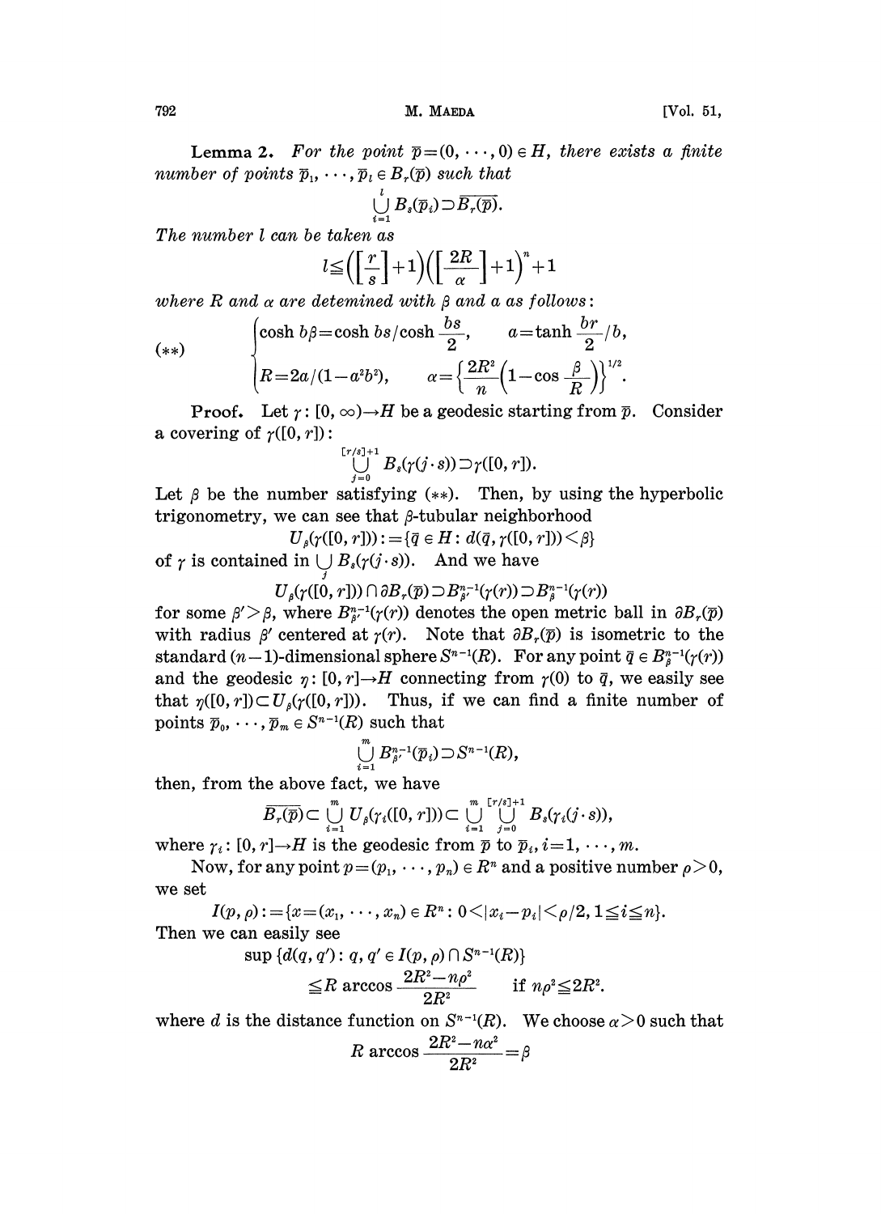**Lemma 2.** *For the point $\bar{p}=(0, \cdots, 0) \in H$, there exists a finite number of points $\bar{p}_1, \cdots, \bar{p}_l \in B_r(\bar{p})$ such that*

$$\bigcup_{i=1}^{l} B_s(\bar{p}_i) \supset \overline{B_r(\bar{p})}.$$

*The number $l$ can be taken as*

$$l \leqq \left(\left[\frac{r}{s}\right]+1\right)\left(\left[\frac{2R}{\alpha}\right]+1\right)^n+1$$

*where $R$ and $\alpha$ are detemined with $\beta$ and $a$ as follows*:

$$(**) \qquad \begin{cases} \cosh b\beta = \cosh bs / \cosh \dfrac{bs}{2}, & a = \tanh \dfrac{br}{2} / b, \\ R = 2a/(1-a^2b^2), & \alpha = \left\{\dfrac{2R^2}{n}\left(1-\cos \dfrac{\beta}{R}\right)\right\}^{1/2}. \end{cases}$$

**Proof.** Let $\gamma : [0, \infty) \to H$ be a geodesic starting from $\bar{p}$. Consider a covering of $\gamma([0, r])$:

$$\bigcup_{j=0}^{[r/s]+1} B_s(\gamma(j \cdot s)) \supset \gamma([0, r]).$$

Let $\beta$ be the number satisfying $(**)$. Then, by using the hyperbolic trigonometry, we can see that $\beta$-tubular neighborhood

$$U_\beta(\gamma([0, r])) := \{\bar{q} \in H : d(\bar{q}, \gamma([0, r])) < \beta\}$$

of $\gamma$ is contained in $\bigcup_j B_s(\gamma(j \cdot s))$. And we have

$$U_\beta(\gamma([0, r])) \cap \partial B_r(\bar{p}) \supset B_{\beta'}^{n-1}(\gamma(r)) \supset B_\beta^{n-1}(\gamma(r))$$

for some $\beta' > \beta$, where $B_{\beta'}^{n-1}(\gamma(r))$ denotes the open metric ball in $\partial B_r(\bar{p})$ with radius $\beta'$ centered at $\gamma(r)$. Note that $\partial B_r(\bar{p})$ is isometric to the standard $(n-1)$-dimensional sphere $S^{n-1}(R)$. For any point $\bar{q} \in B_\beta^{n-1}(\gamma(r))$ and the geodesic $\eta : [0, r] \to H$ connecting from $\gamma(0)$ to $\bar{q}$, we easily see that $\eta([0, r]) \subset U_\beta(\gamma([0, r]))$. Thus, if we can find a finite number of points $\bar{p}_0, \cdots, \bar{p}_m \in S^{n-1}(R)$ such that

$$\bigcup_{i=1}^{m} B_{\beta'}^{n-1}(\bar{p}_i) \supset S^{n-1}(R),$$

then, from the above fact, we have

$$\overline{B_r(\bar{p})} \subset \bigcup_{i=1}^{m} U_\beta(\gamma_i([0, r])) \subset \bigcup_{i=1}^{m} \bigcup_{j=0}^{[r/s]+1} B_s(\gamma_i(j \cdot s)),$$

where $\gamma_i : [0, r] \to H$ is the geodesic from $\bar{p}$ to $\bar{p}_i$, $i = 1, \cdots, m$.

Now, for any point $p = (p_1, \cdots, p_n) \in R^n$ and a positive number $\rho > 0$, we set

$$I(p, \rho) := \{x = (x_1, \cdots, x_n) \in R^n : 0 < |x_i - p_i| < \rho/2, 1 \leqq i \leqq n\}.$$

Then we can easily see

$$\sup \{d(q, q') : q, q' \in I(p, \rho) \cap S^{n-1}(R)\} \leqq R \arccos \frac{2R^2 - n\rho^2}{2R^2} \quad \text{if } n\rho^2 \leqq 2R^2.$$

where $d$ is the distance function on $S^{n-1}(R)$. We choose $\alpha > 0$ such that

$$R \arccos \frac{2R^2 - n\alpha^2}{2R^2} = \beta$$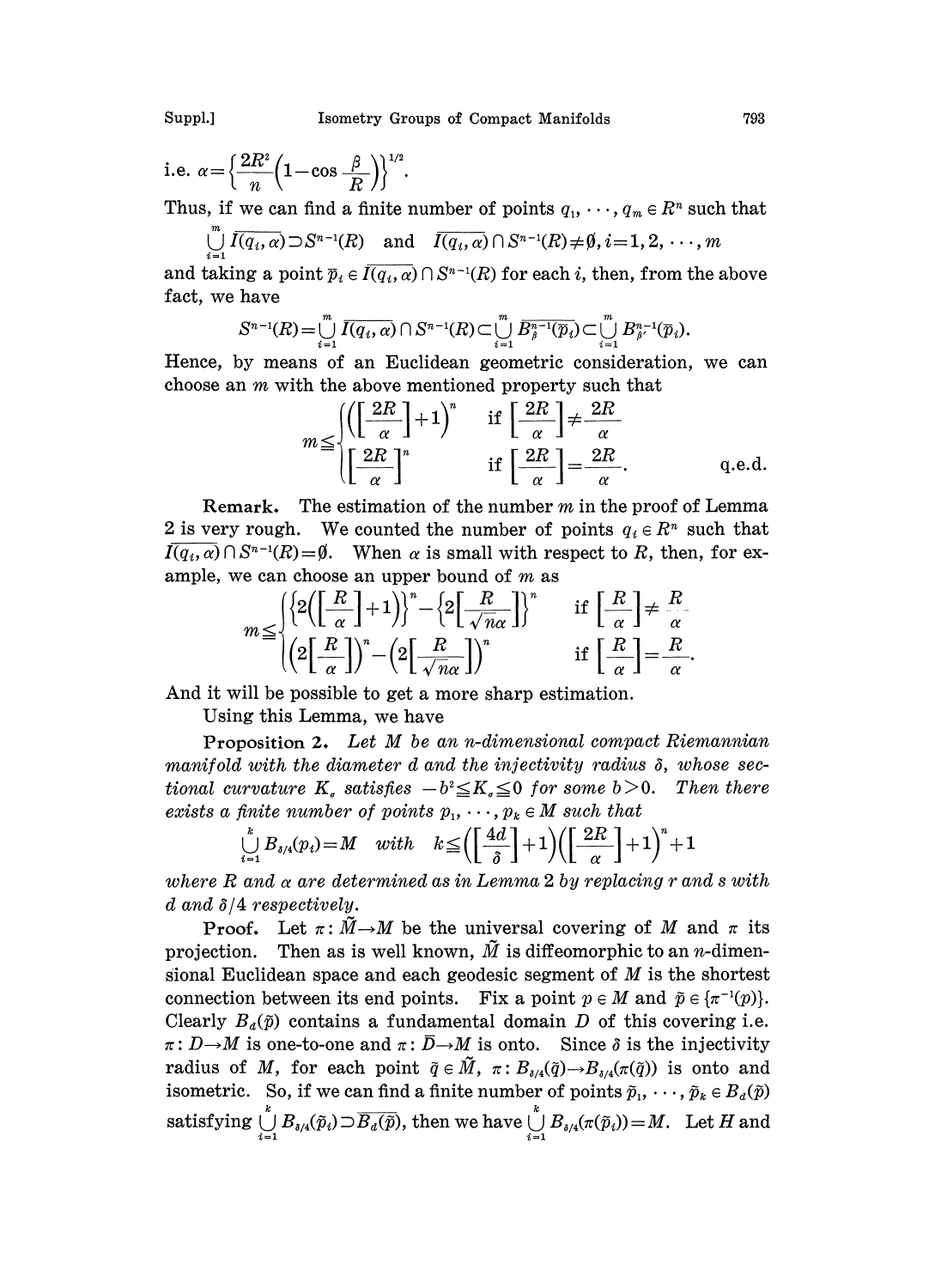i.e. $\alpha=\left\{\frac{2R^2}{n}\left(1-\cos\frac{\beta}{R}\right)\right\}^{1/2}$.

Thus, if we can find a finite number of points $q_1, \cdots, q_m \in R^n$ such that

$$\bigcup_{i=1}^{m} \overline{I(q_i, \alpha)} \supset S^{n-1}(R) \quad \text{and} \quad \overline{I(q_i, \alpha)} \cap S^{n-1}(R) \neq \emptyset, i=1, 2, \cdots, m$$

and taking a point $\bar{p}_i \in \overline{I(q_i, \alpha)} \cap S^{n-1}(R)$ for each $i$, then, from the above fact, we have

$$S^{n-1}(R)=\bigcup_{i=1}^{m} \overline{I(q_i, \alpha)} \cap S^{n-1}(R) \subset \bigcup_{i=1}^{m} \overline{B_{\beta}^{n-1}(\bar{p}_i)} \subset \bigcup_{i=1}^{m} B_{\beta'}^{n-1}(\bar{p}_i).$$

Hence, by means of an Euclidean geometric consideration, we can choose an $m$ with the above mentioned property such that

$$m \leqq \begin{cases} \left(\left[\frac{2R}{\alpha}\right]+1\right)^n & \text{if } \left[\frac{2R}{\alpha}\right] \neq \frac{2R}{\alpha} \\ \left[\frac{2R}{\alpha}\right]^n & \text{if } \left[\frac{2R}{\alpha}\right] = \frac{2R}{\alpha}. \end{cases}$$

q.e.d.

**Remark.** The estimation of the number $m$ in the proof of Lemma 2 is very rough. We counted the number of points $q_i \in R^n$ such that $\overline{I(q_i, \alpha)} \cap S^{n-1}(R) = \emptyset$. When $\alpha$ is small with respect to $R$, then, for example, we can choose an upper bound of $m$ as

$$m \leqq \begin{cases} \left\{2\left(\left[\frac{R}{\alpha}\right]+1\right)\right\}^n - \left\{2\left[\frac{R}{\sqrt{n}\alpha}\right]\right\}^n & \text{if } \left[\frac{R}{\alpha}\right] \neq \frac{R}{\alpha} \\ \left(2\left[\frac{R}{\alpha}\right]\right)^n - \left(2\left[\frac{R}{\sqrt{n}\alpha}\right]\right)^n & \text{if } \left[\frac{R}{\alpha}\right] = \frac{R}{\alpha}. \end{cases}$$

And it will be possible to get a more sharp estimation.

Using this Lemma, we have

**Proposition 2.** *Let $M$ be an $n$-dimensional compact Riemannian manifold with the diameter $d$ and the injectivity radius $\delta$, whose sectional curvature $K_\sigma$ satisfies $-b^2 \leqq K_\sigma \leqq 0$ for some $b>0$. Then there exists a finite number of points $p_1, \cdots, p_k \in M$ such that*

$$\bigcup_{i=1}^{k} B_{\delta/4}(p_i) = M \quad \text{with} \quad k \leqq \left(\left[\frac{4d}{\delta}\right]+1\right)\left(\left[\frac{2R}{\alpha}\right]+1\right)^n+1$$

*where $R$ and $\alpha$ are determined as in Lemma 2 by replacing $r$ and $s$ with $d$ and $\delta/4$ respectively.*

**Proof.** Let $\pi: \tilde{M} \to M$ be the universal covering of $M$ and $\pi$ its projection. Then as is well known, $\tilde{M}$ is diffeomorphic to an $n$-dimensional Euclidean space and each geodesic segment of $M$ is the shortest connection between its end points. Fix a point $p \in M$ and $\tilde{p} \in \{\pi^{-1}(p)\}$. Clearly $B_d(\tilde{p})$ contains a fundamental domain $D$ of this covering i.e. $\pi: D \to M$ is one-to-one and $\pi: \bar{D} \to M$ is onto. Since $\delta$ is the injectivity radius of $M$, for each point $\tilde{q} \in \tilde{M}$, $\pi: B_{\delta/4}(\tilde{q}) \to B_{\delta/4}(\pi(\tilde{q}))$ is onto and isometric. So, if we can find a finite number of points $\tilde{p}_1, \cdots, \tilde{p}_k \in B_d(\tilde{p})$ satisfying $\bigcup_{i=1}^{k} B_{\delta/4}(\tilde{p}_i) \supset \overline{B_d(\tilde{p})}$, then we have $\bigcup_{i=1}^{k} B_{\delta/4}(\pi(\tilde{p}_i)) = M$. Let $H$ and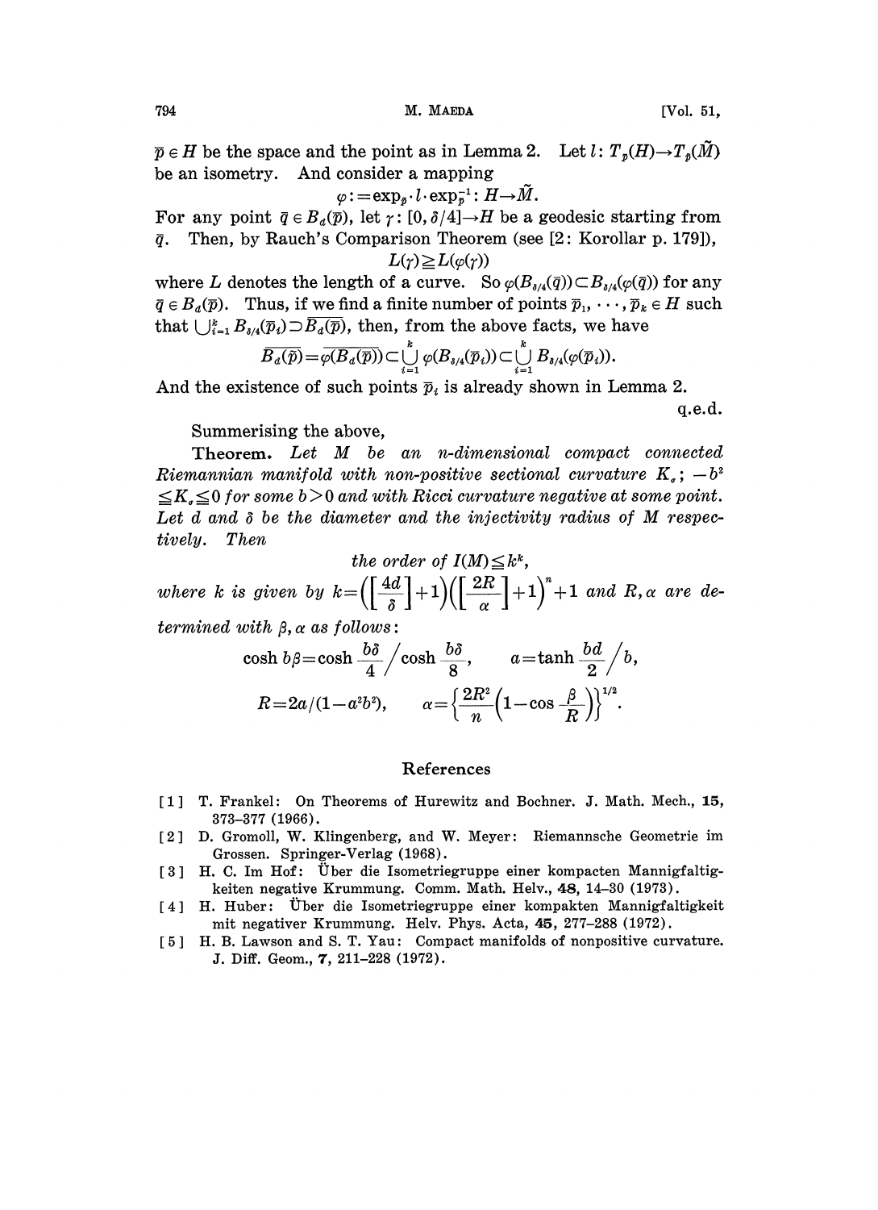$\bar{p} \in H$ be the space and the point as in Lemma 2. Let $l: T_{\bar{p}}(H) \to T_{\bar{p}}(\tilde{M})$ be an isometry. And consider a mapping

$$\varphi := \exp_{\bar{p}} \cdot l \cdot \exp_{\bar{p}}^{-1} : H \to \tilde{M}.$$

For any point $\bar{q} \in B_d(\bar{p})$, let $\gamma : [0, \delta/4] \to H$ be a geodesic starting from $\bar{q}$. Then, by Rauch's Comparison Theorem (see [2: Korollar p. 179]),

$$L(\gamma) \geqq L(\varphi(\gamma))$$

where $L$ denotes the length of a curve. So $\varphi(B_{\delta/4}(\bar{q})) \subset B_{\delta/4}(\varphi(\bar{q}))$ for any $\bar{q} \in B_d(\bar{p})$. Thus, if we find a finite number of points $\bar{p}_1, \cdots, \bar{p}_k \in H$ such that $\bigcup_{i=1}^{k} B_{\delta/4}(\bar{p}_i) \supset \overline{B_d(\bar{p})}$, then, from the above facts, we have

$$\overline{B_d(\bar{p})} = \varphi(\overline{B_d(\bar{p})}) \subset \bigcup_{i=1}^{k} \varphi(B_{\delta/4}(\bar{p}_i)) \subset \bigcup_{i=1}^{k} B_{\delta/4}(\varphi(\bar{p}_i)).$$

And the existence of such points $\bar{p}_i$ is already shown in Lemma 2.

q.e.d.

Summerising the above,

**Theorem.** *Let $M$ be an $n$-dimensional compact connected Riemannian manifold with non-positive sectional curvature $K_\sigma$; $-b^2 \leqq K_\sigma \leqq 0$ for some $b > 0$ and with Ricci curvature negative at some point. Let $d$ and $\delta$ be the diameter and the injectivity radius of $M$ respectively. Then*

$$\text{the order of } I(M) \leqq k^k,$$

*where $k$ is given by $k = \left(\left[\frac{4d}{\delta}\right] + 1\right)\left(\left[\frac{2R}{\alpha}\right] + 1\right)^n + 1$ and $R, \alpha$ are determined with $\beta, \alpha$ as follows:*

$$\cosh b\beta = \cosh \frac{b\delta}{4} \Big/ \cosh \frac{b\delta}{8}, \qquad a = \tanh \frac{bd}{2} \Big/ b,$$

$$R = 2a/(1 - a^2 b^2), \qquad \alpha = \left\{\frac{2R^2}{n}\left(1 - \cos \frac{\beta}{R}\right)\right\}^{1/2}.$$

## References

[1] T. Frankel: On Theorems of Hurewitz and Bochner. J. Math. Mech., **15**, 373–377 (1966).

[2] D. Gromoll, W. Klingenberg, and W. Meyer: Riemannsche Geometrie im Grossen. Springer-Verlag (1968).

[3] H. C. Im Hof: Über die Isometriegruppe einer kompacten Mannigfaltigkeiten negative Krummung. Comm. Math. Helv., **48**, 14–30 (1973).

[4] H. Huber: Über die Isometriegruppe einer kompakten Mannigfaltigkeit mit negativer Krummung. Helv. Phys. Acta, **45**, 277–288 (1972).

[5] H. B. Lawson and S. T. Yau: Compact manifolds of nonpositive curvature. J. Diff. Geom., **7**, 211–228 (1972).